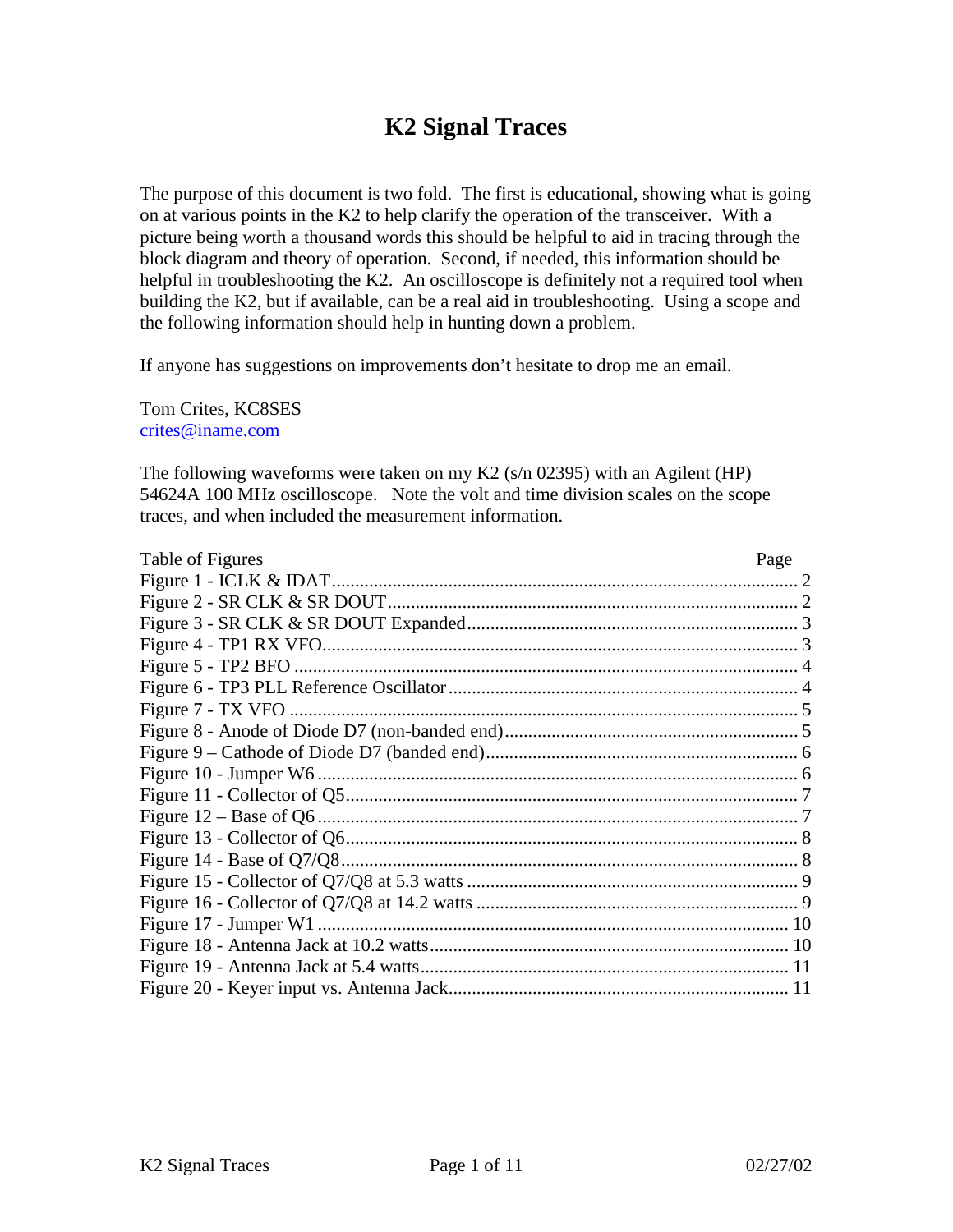# K2 Signal Traces

The purpose of this document is two fold. The first is educational, showing what is going on at various points in the K2 to help clarify the operation of the transceiver. With a picture being worth a thousand words this should be helpful to aid in tracing through the block diagram and theory of operation. Second, if needed, this information should be helpful in troubleshooting the K2. An oscilloscope is definitely not a required tool when building the K2, but if available, can be a real aid in troubleshooting. Using a scope and the following information should help in hunting down a problem.

If anyone has suggestions on improvements don't hesitate to drop me an email.

Tom Crites, KC8SES
crites@iname.com

The following waveforms were taken on my K2 (s/n 02395) with an Agilent (HP) 54624A 100 MHz oscilloscope. Note the volt and time division scales on the scope traces, and when included the measurement information.

| Table of Figures | Page |
|---|---|
| Figure 1 - ICLK & IDAT | 2 |
| Figure 2 - SR CLK & SR DOUT | 2 |
| Figure 3 - SR CLK & SR DOUT Expanded | 3 |
| Figure 4 - TP1 RX VFO | 3 |
| Figure 5 - TP2 BFO | 4 |
| Figure 6 - TP3 PLL Reference Oscillator | 4 |
| Figure 7 - TX VFO | 5 |
| Figure 8 - Anode of Diode D7 (non-banded end) | 5 |
| Figure 9 – Cathode of Diode D7 (banded end) | 6 |
| Figure 10 - Jumper W6 | 6 |
| Figure 11 - Collector of Q5 | 7 |
| Figure 12 – Base of Q6 | 7 |
| Figure 13 - Collector of Q6 | 8 |
| Figure 14 - Base of Q7/Q8 | 8 |
| Figure 15 - Collector of Q7/Q8 at 5.3 watts | 9 |
| Figure 16 - Collector of Q7/Q8 at 14.2 watts | 9 |
| Figure 17 - Jumper W1 | 10 |
| Figure 18 - Antenna Jack at 10.2 watts | 10 |
| Figure 19 - Antenna Jack at 5.4 watts | 11 |
| Figure 20 - Keyer input vs. Antenna Jack | 11 |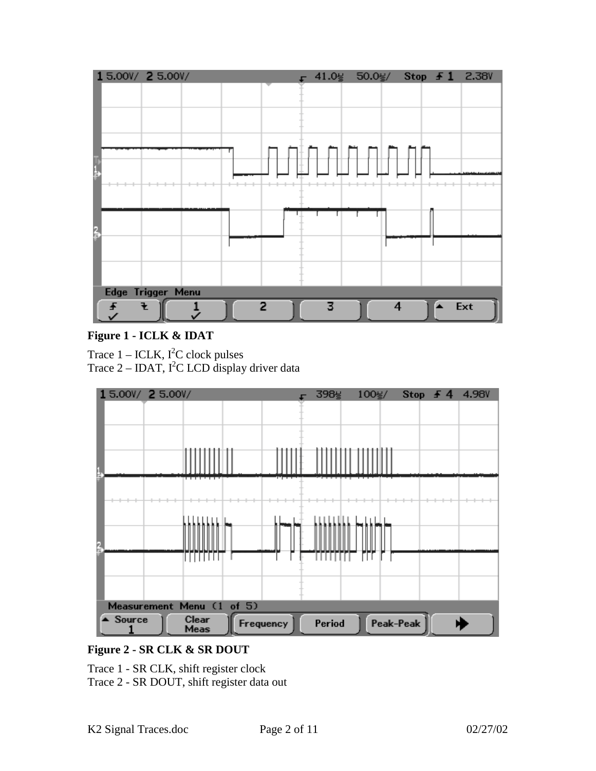**Figure 1 - ICLK & IDAT**

Trace 1 – ICLK, $I^2C$ clock pulses
Trace 2 – IDAT, $I^2C$ LCD display driver data

**Figure 2 - SR CLK & SR DOUT**

Trace 1 - SR CLK, shift register clock
Trace 2 - SR DOUT, shift register data out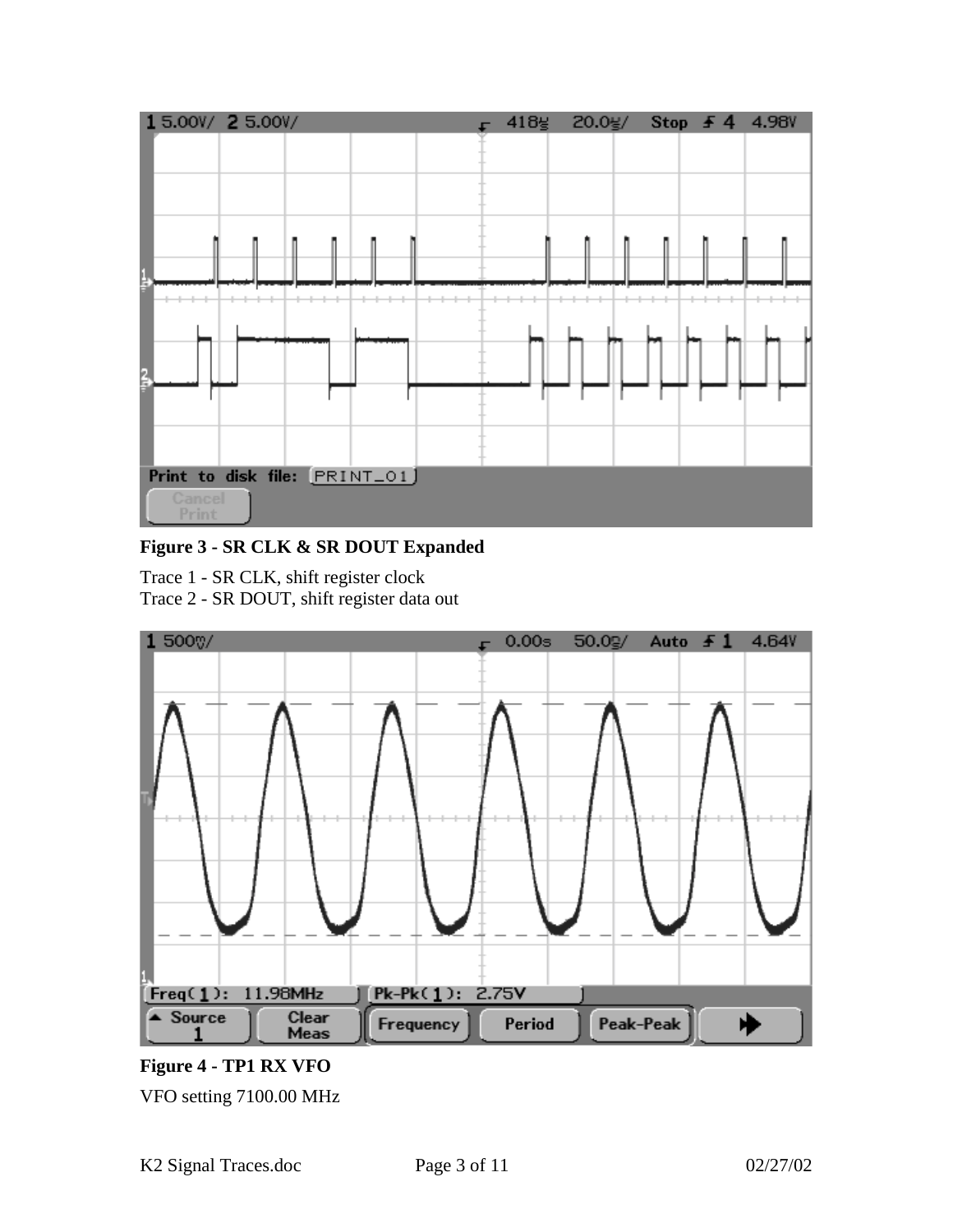**Figure 3 - SR CLK & SR DOUT Expanded**

Trace 1 - SR CLK, shift register clock
Trace 2 - SR DOUT, shift register data out

**Figure 4 - TP1 RX VFO**

VFO setting 7100.00 MHz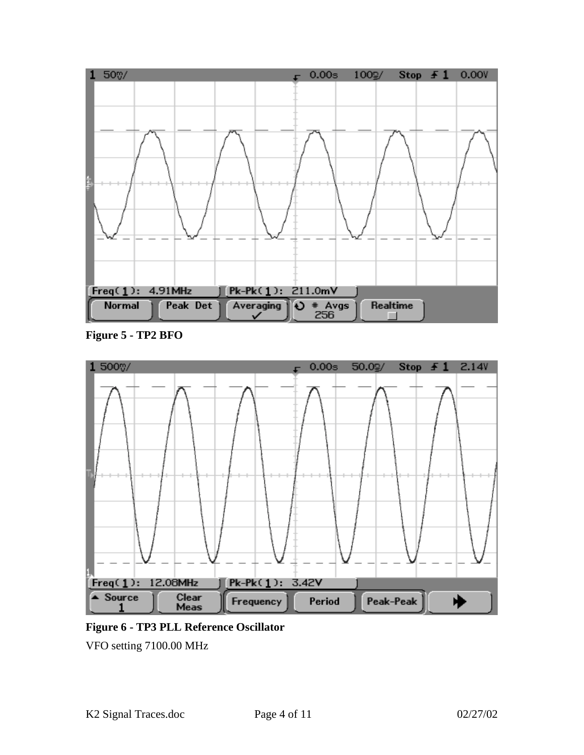**Figure 5 - TP2 BFO**

**Figure 6 - TP3 PLL Reference Oscillator**

VFO setting 7100.00 MHz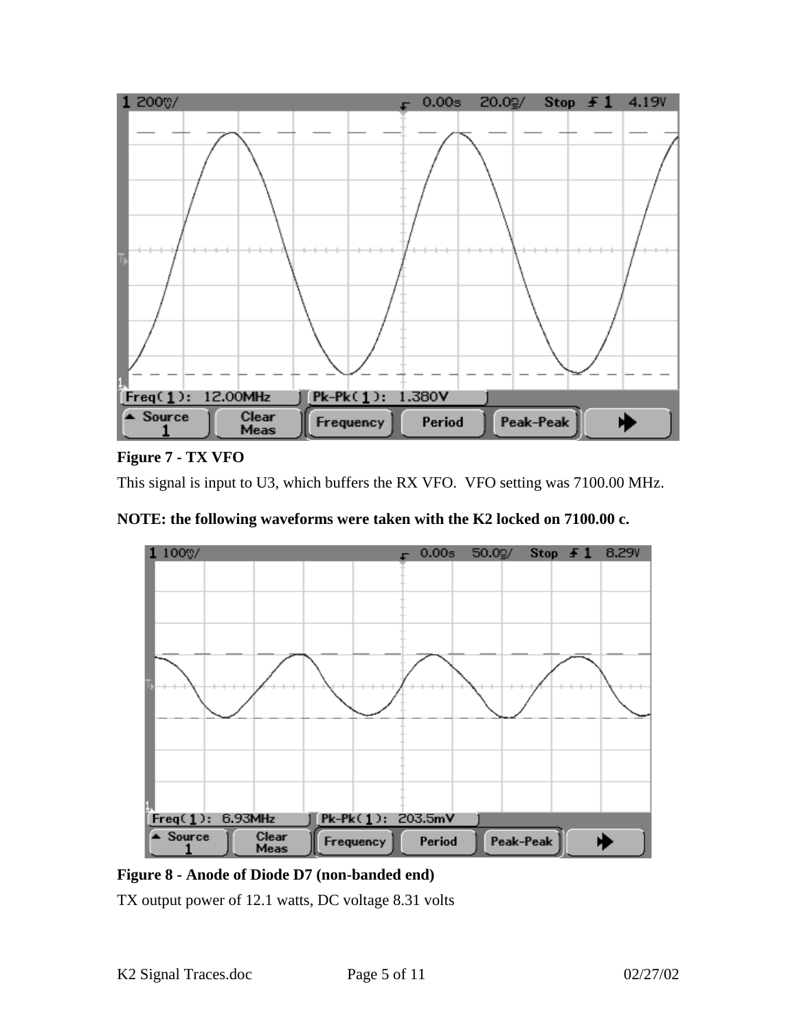**Figure 7 - TX VFO**

This signal is input to U3, which buffers the RX VFO. VFO setting was 7100.00 MHz.

**NOTE: the following waveforms were taken with the K2 locked on 7100.00 c.**

**Figure 8 - Anode of Diode D7 (non-banded end)**

TX output power of 12.1 watts, DC voltage 8.31 volts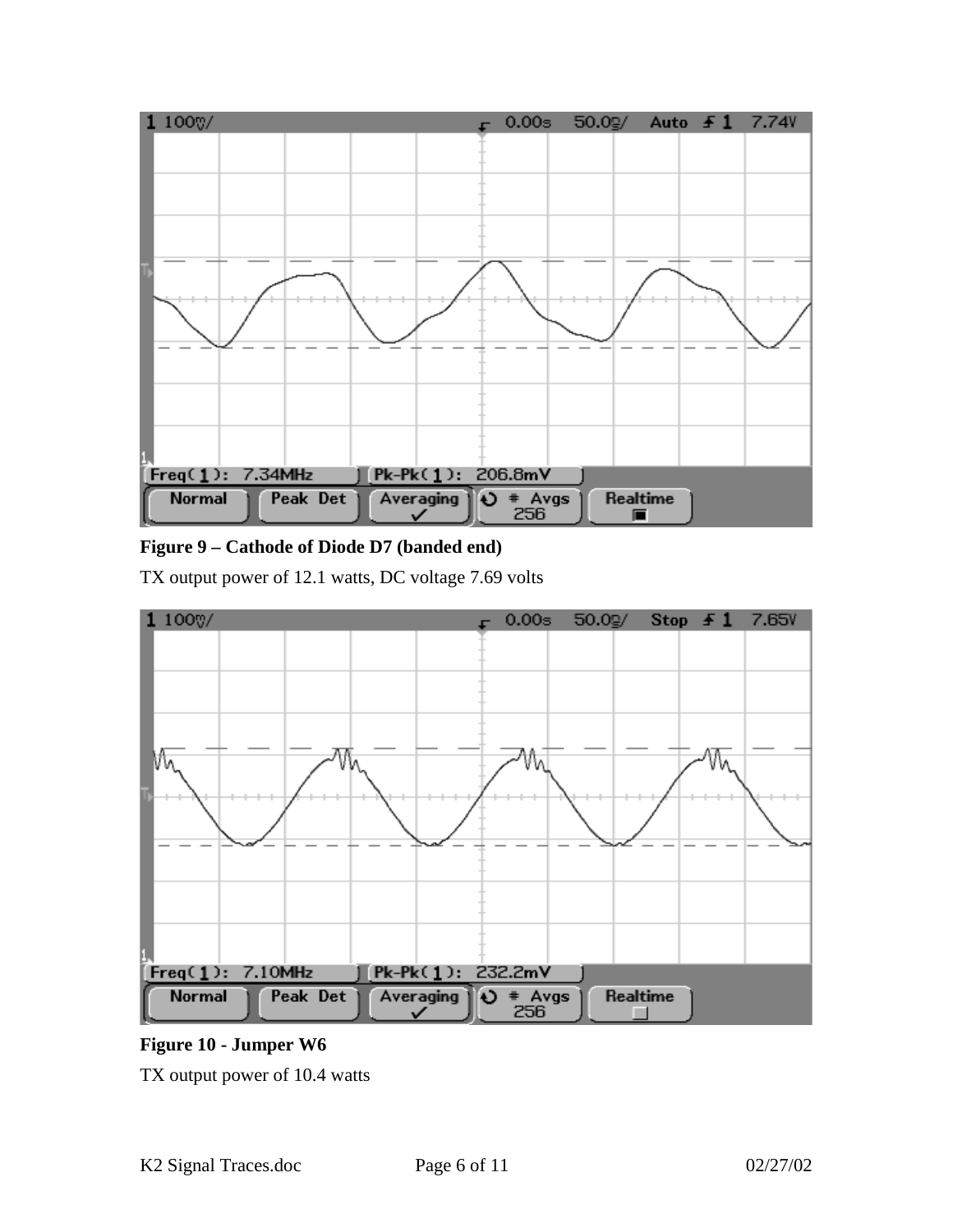**Figure 9 – Cathode of Diode D7 (banded end)**

TX output power of 12.1 watts, DC voltage 7.69 volts

**Figure 10 - Jumper W6**

TX output power of 10.4 watts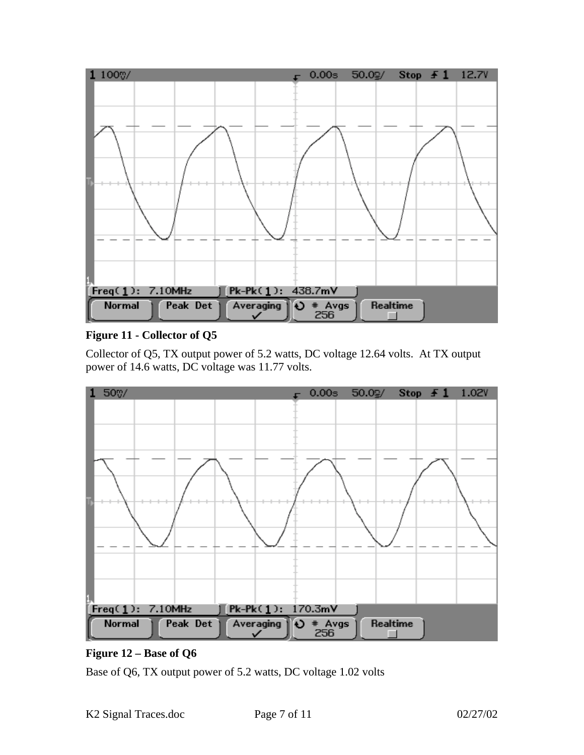**Figure 11 - Collector of Q5**

Collector of Q5, TX output power of 5.2 watts, DC voltage 12.64 volts. At TX output power of 14.6 watts, DC voltage was 11.77 volts.

**Figure 12 – Base of Q6**

Base of Q6, TX output power of 5.2 watts, DC voltage 1.02 volts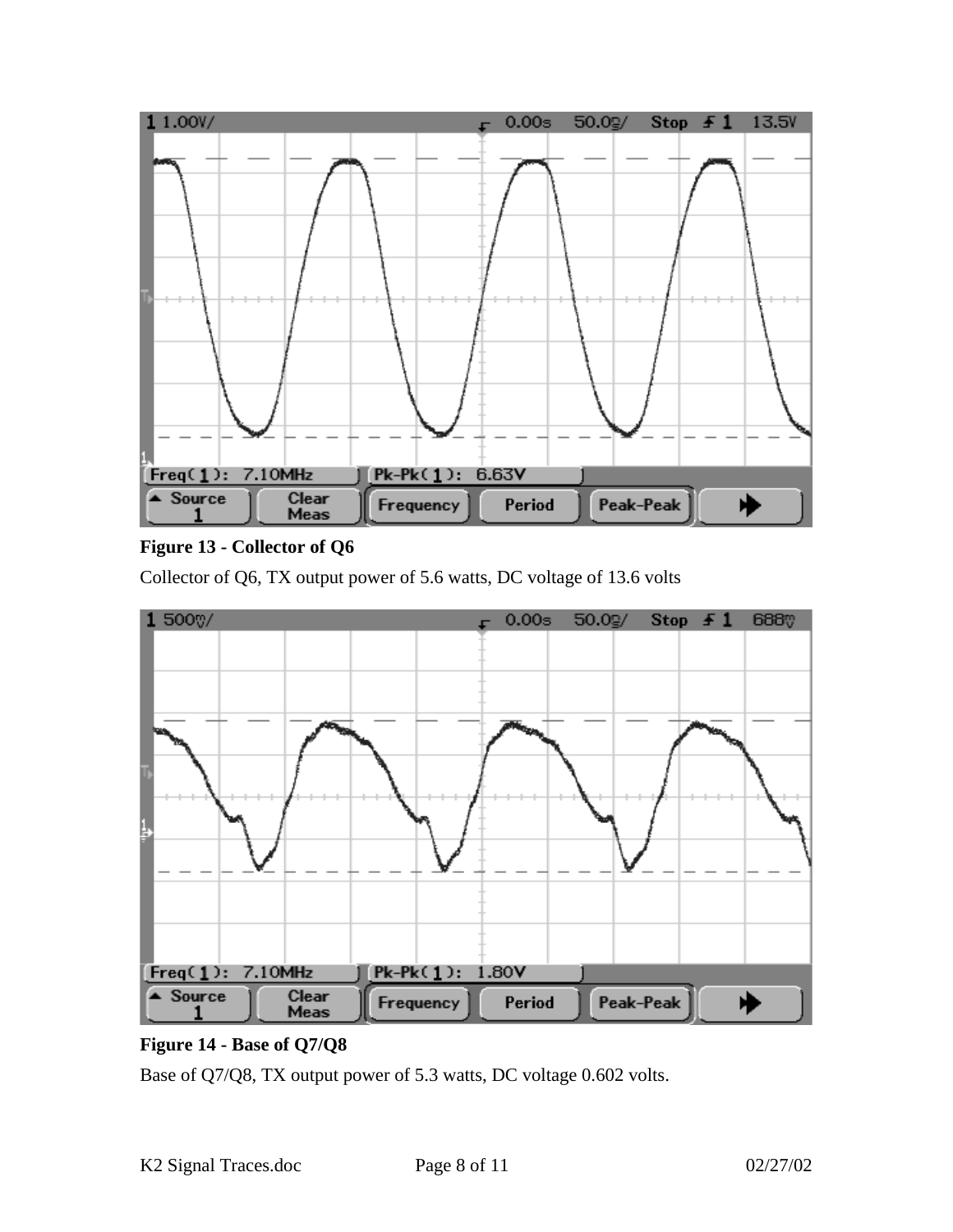**Figure 13 - Collector of Q6**

Collector of Q6, TX output power of 5.6 watts, DC voltage of 13.6 volts

**Figure 14 - Base of Q7/Q8**

Base of Q7/Q8, TX output power of 5.3 watts, DC voltage 0.602 volts.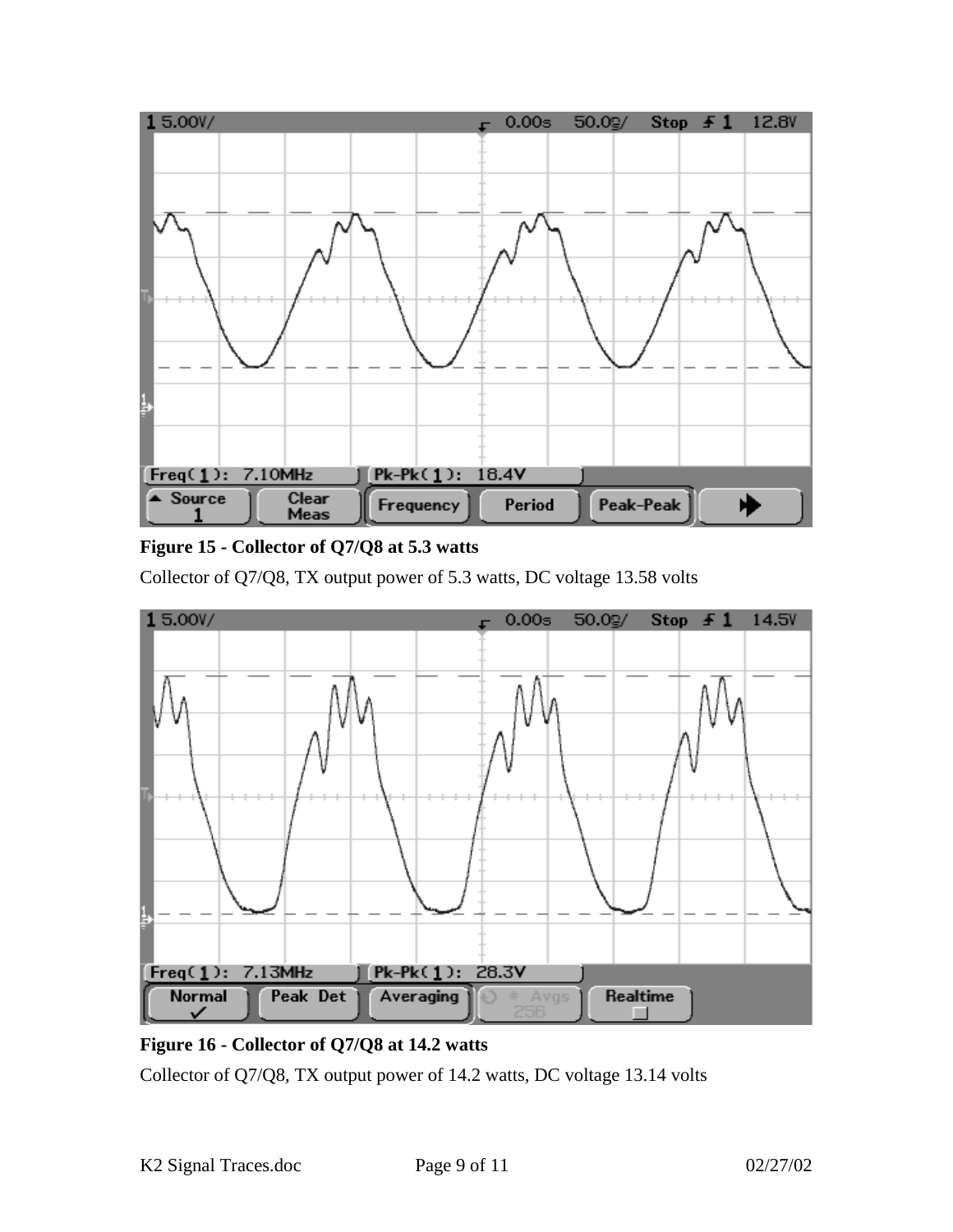**Figure 15 - Collector of Q7/Q8 at 5.3 watts**

Collector of Q7/Q8, TX output power of 5.3 watts, DC voltage 13.58 volts

**Figure 16 - Collector of Q7/Q8 at 14.2 watts**

Collector of Q7/Q8, TX output power of 14.2 watts, DC voltage 13.14 volts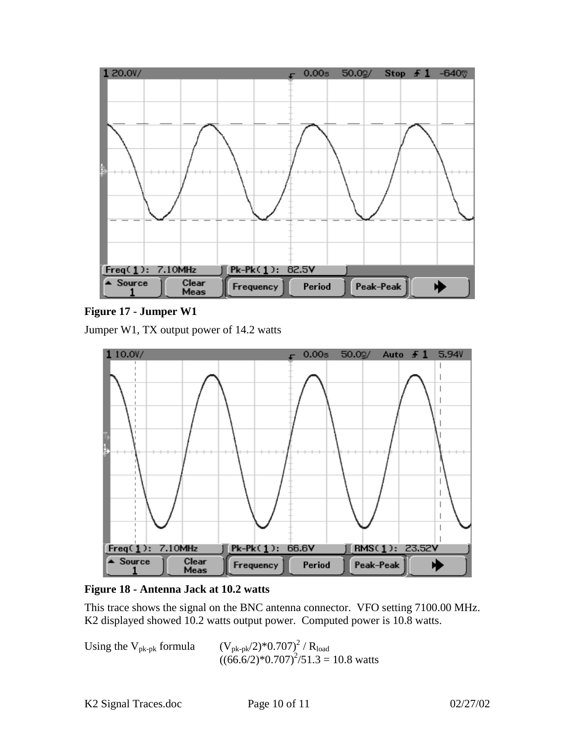**Figure 17 - Jumper W1**

Jumper W1, TX output power of 14.2 watts

**Figure 18 - Antenna Jack at 10.2 watts**

This trace shows the signal on the BNC antenna connector. VFO setting 7100.00 MHz. K2 displayed showed 10.2 watts output power. Computed power is 10.8 watts.

Using the $V_{pk\text{-}pk}$ formula $(V_{pk\text{-}pk}/2)*0.707)^2 / R_{load}$

$((66.6/2)*0.707)^2/51.3 = 10.8$ watts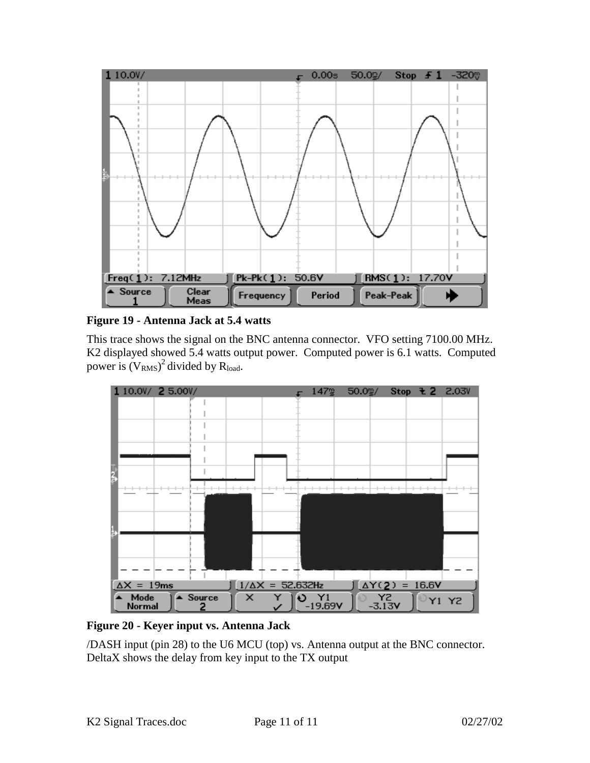1 10.0V/ 0.00s 50.0ns/ Stop 1 -320mV

Freq(1): 7.12MHz Pk-Pk(1): 50.6V RMS(1): 17.70V

Source 1 Clear Meas Frequency Period Peak-Peak

**Figure 19 - Antenna Jack at 5.4 watts**

This trace shows the signal on the BNC antenna connector. VFO setting 7100.00 MHz. K2 displayed showed 5.4 watts output power. Computed power is 6.1 watts. Computed power is $(V_{RMS})^2$ divided by $R_{load}$.

1 10.0V/ 2 5.00V/ 147ms 50.0ms/ Stop 2 2.03V

ΔX = 19ms 1/ΔX = 52.632Hz ΔY(2) = 16.6V

Mode Normal Source 2 X Y Y1 -19.69V Y2 -3.13V Y1 Y2

**Figure 20 - Keyer input vs. Antenna Jack**

/DASH input (pin 28) to the U6 MCU (top) vs. Antenna output at the BNC connector. DeltaX shows the delay from key input to the TX output